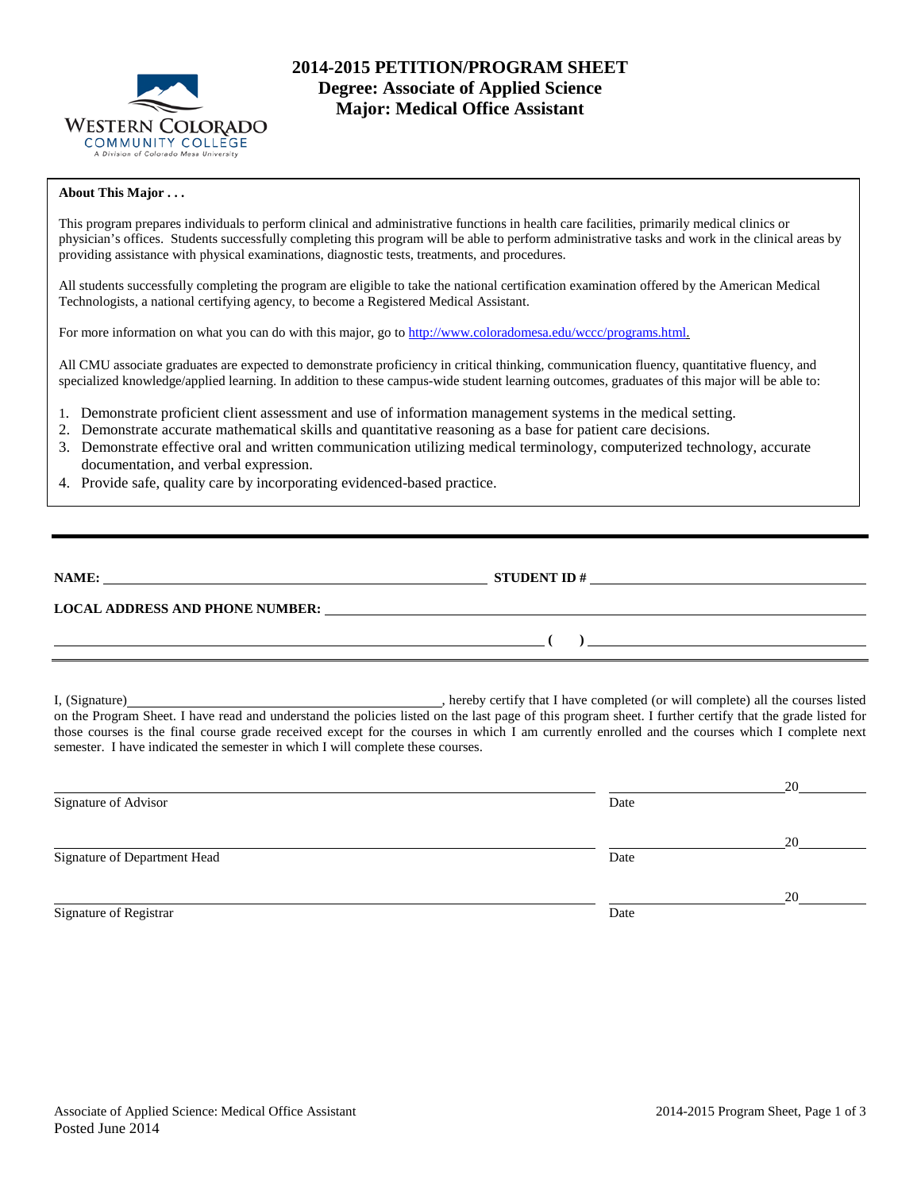# 2014-2015 PETITION/PROGRAM SHEET

## Degree: Associate of Applied Science
## Major: Medical Office Assistant

**About This Major . . .**

This program prepares individuals to perform clinical and administrative functions in health care facilities, primarily medical clinics or physician's offices. Students successfully completing this program will be able to perform administrative tasks and work in the clinical areas by providing assistance with physical examinations, diagnostic tests, treatments, and procedures.

All students successfully completing the program are eligible to take the national certification examination offered by the American Medical Technologists, a national certifying agency, to become a Registered Medical Assistant.

For more information on what you can do with this major, go to http://www.coloradomesa.edu/wccc/programs.html.

All CMU associate graduates are expected to demonstrate proficiency in critical thinking, communication fluency, quantitative fluency, and specialized knowledge/applied learning. In addition to these campus-wide student learning outcomes, graduates of this major will be able to:

1. Demonstrate proficient client assessment and use of information management systems in the medical setting.
2. Demonstrate accurate mathematical skills and quantitative reasoning as a base for patient care decisions.
3. Demonstrate effective oral and written communication utilizing medical terminology, computerized technology, accurate documentation, and verbal expression.
4. Provide safe, quality care by incorporating evidenced-based practice.

---

**NAME:** ____________________ **STUDENT ID #** ____________________

**LOCAL ADDRESS AND PHONE NUMBER:** ____________________

____________________ **( )** ____________________

I, (Signature)____________________, hereby certify that I have completed (or will complete) all the courses listed on the Program Sheet. I have read and understand the policies listed on the last page of this program sheet. I further certify that the grade listed for those courses is the final course grade received except for the courses in which I am currently enrolled and the courses which I complete next semester. I have indicated the semester in which I will complete these courses.

____________________ ____________________20____
Signature of Advisor Date

____________________ ____________________20____
Signature of Department Head Date

____________________ ____________________20____
Signature of Registrar Date

Posted June 2014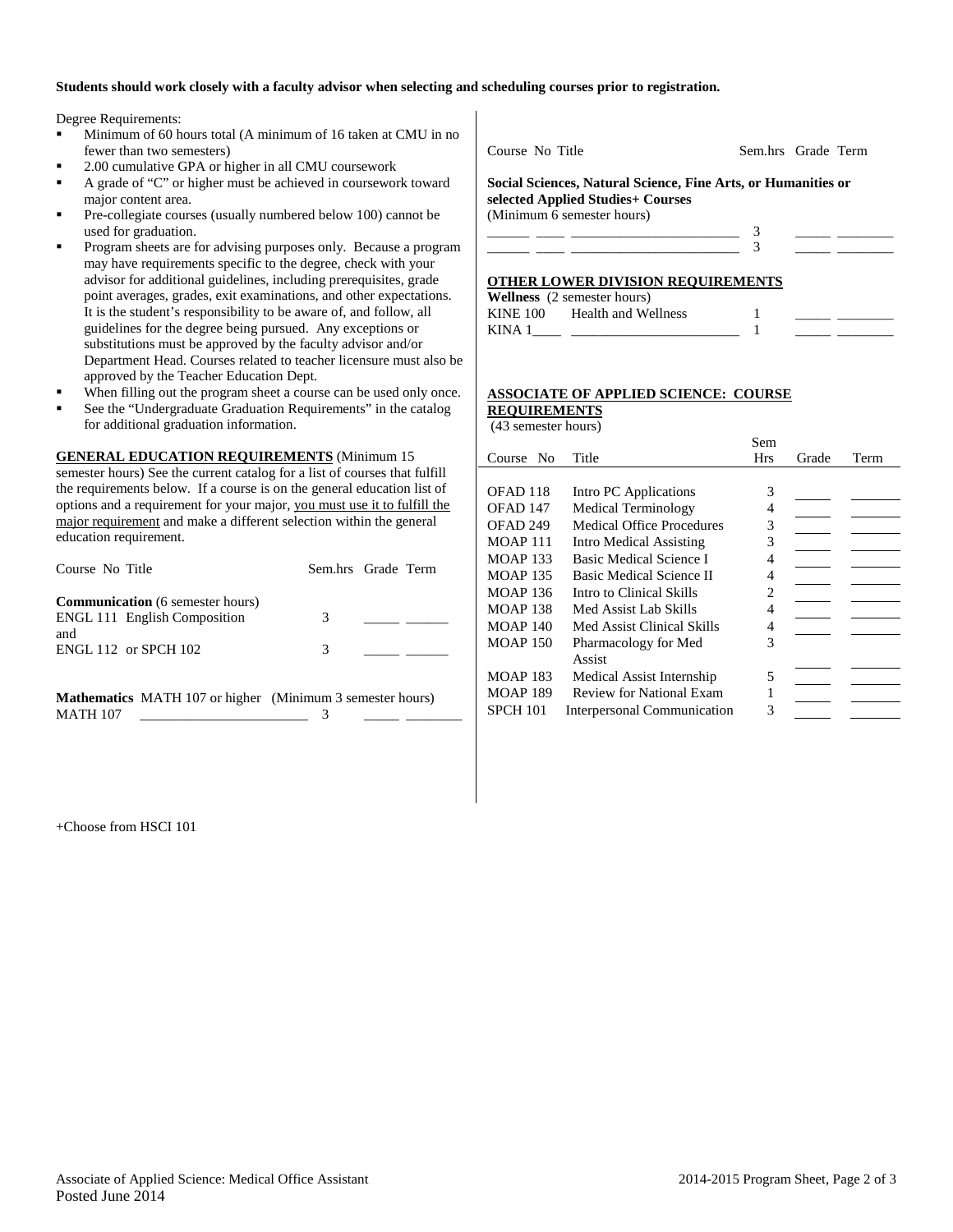**Students should work closely with a faculty advisor when selecting and scheduling courses prior to registration.**

Degree Requirements:

- Minimum of 60 hours total (A minimum of 16 taken at CMU in no fewer than two semesters)
- 2.00 cumulative GPA or higher in all CMU coursework
- A grade of "C" or higher must be achieved in coursework toward major content area.
- Pre-collegiate courses (usually numbered below 100) cannot be used for graduation.
- Program sheets are for advising purposes only. Because a program may have requirements specific to the degree, check with your advisor for additional guidelines, including prerequisites, grade point averages, grades, exit examinations, and other expectations. It is the student's responsibility to be aware of, and follow, all guidelines for the degree being pursued. Any exceptions or substitutions must be approved by the faculty advisor and/or Department Head. Courses related to teacher licensure must also be approved by the Teacher Education Dept.
- When filling out the program sheet a course can be used only once.
- See the "Undergraduate Graduation Requirements" in the catalog for additional graduation information.

**GENERAL EDUCATION REQUIREMENTS** (Minimum 15 semester hours) See the current catalog for a list of courses that fulfill the requirements below. If a course is on the general education list of options and a requirement for your major, you must use it to fulfill the major requirement and make a different selection within the general education requirement.

| Course No | Title | Sem.hrs | Grade | Term |
|---|---|---|---|---|
| **Communication** (6 semester hours) | | | | |
| ENGL 111 | English Composition | 3 | _____ | ______ |
| and | | | | |
| ENGL 112 or SPCH 102 | | 3 | _____ | ______ |
| **Mathematics** MATH 107 or higher (Minimum 3 semester hours) | | | | |
| MATH 107 | ________________________ | 3 | _____ | ________ |

| Course No | Title | Sem.hrs | Grade | Term |
|---|---|---|---|---|
| **Social Sciences, Natural Science, Fine Arts, or Humanities or selected Applied Studies+ Courses** (Minimum 6 semester hours) | | | | |
| ______ ____ | _______________________ | 3 | _____ | ________ |
| ______ ____ | _______________________ | 3 | _____ | ________ |

**OTHER LOWER DIVISION REQUIREMENTS**

| Course No | Title | Sem.hrs | Grade | Term |
|---|---|---|---|---|
| **Wellness** (2 semester hours) | | | | |
| KINE 100 | Health and Wellness | 1 | _____ | ________ |
| KINA 1____ | ________________________ | 1 | _____ | ________ |

**ASSOCIATE OF APPLIED SCIENCE: COURSE REQUIREMENTS**
(43 semester hours)

| Course No | Title | Sem Hrs | Grade | Term |
|---|---|---|---|---|
| OFAD 118 | Intro PC Applications | 3 | _____ | _______ |
| OFAD 147 | Medical Terminology | 4 | _____ | _______ |
| OFAD 249 | Medical Office Procedures | 3 | _____ | _______ |
| MOAP 111 | Intro Medical Assisting | 3 | _____ | _______ |
| MOAP 133 | Basic Medical Science I | 4 | _____ | _______ |
| MOAP 135 | Basic Medical Science II | 4 | _____ | _______ |
| MOAP 136 | Intro to Clinical Skills | 2 | _____ | _______ |
| MOAP 138 | Med Assist Lab Skills | 4 | _____ | _______ |
| MOAP 140 | Med Assist Clinical Skills | 4 | _____ | _______ |
| MOAP 150 | Pharmacology for Med Assist | 3 | _____ | _______ |
| MOAP 183 | Medical Assist Internship | 5 | _____ | _______ |
| MOAP 189 | Review for National Exam | 1 | _____ | _______ |
| SPCH 101 | Interpersonal Communication | 3 | _____ | _______ |

+Choose from HSCI 101

Associate of Applied Science: Medical Office Assistant
Posted June 2014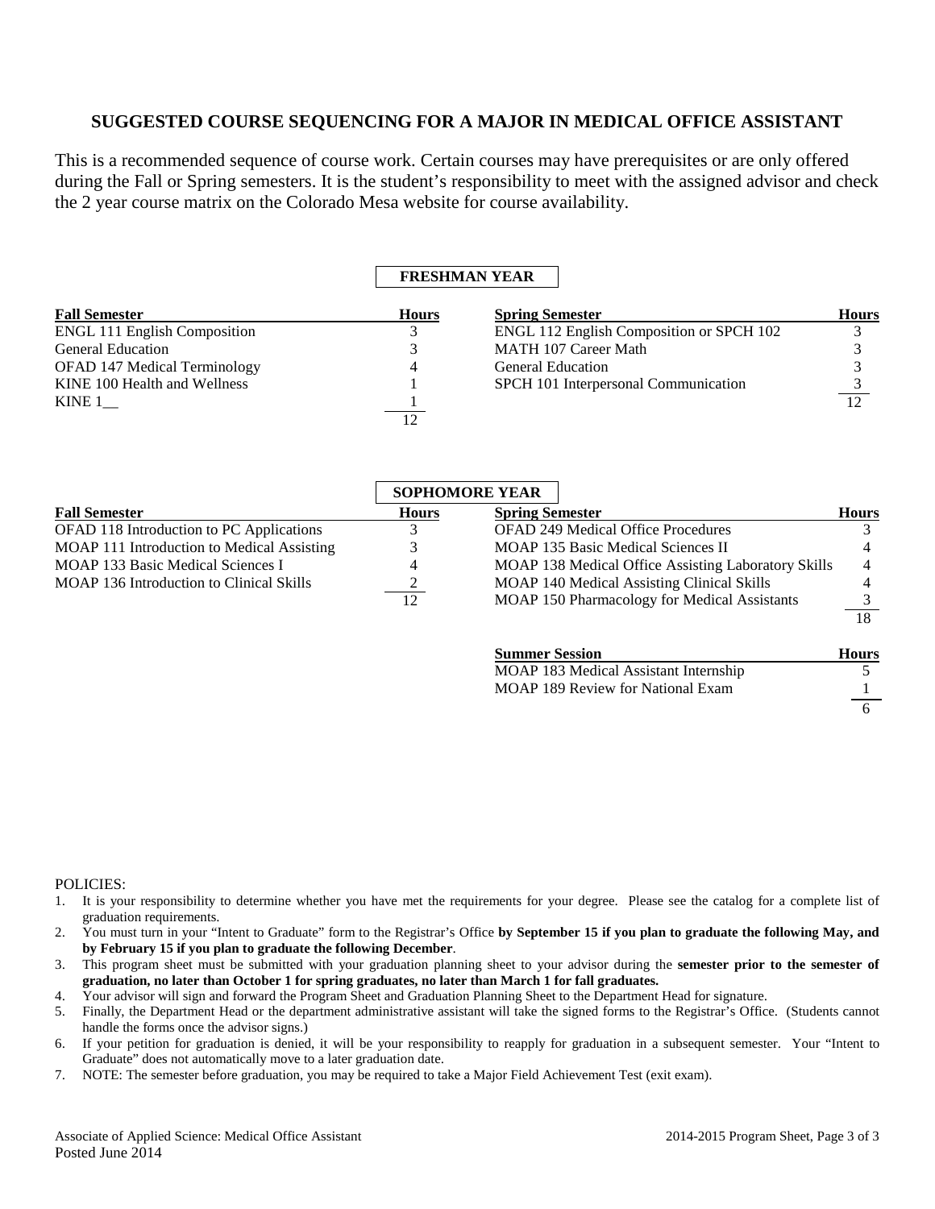## SUGGESTED COURSE SEQUENCING FOR A MAJOR IN MEDICAL OFFICE ASSISTANT

This is a recommended sequence of course work. Certain courses may have prerequisites or are only offered during the Fall or Spring semesters. It is the student's responsibility to meet with the assigned advisor and check the 2 year course matrix on the Colorado Mesa website for course availability.

### FRESHMAN YEAR

| Fall Semester | Hours | Spring Semester | Hours |
|---|---|---|---|
| ENGL 111 English Composition | 3 | ENGL 112 English Composition or SPCH 102 | 3 |
| General Education | 3 | MATH 107 Career Math | 3 |
| OFAD 147 Medical Terminology | 4 | General Education | 3 |
| KINE 100 Health and Wellness | 1 | SPCH 101 Interpersonal Communication | 3 |
| KINE 1__ | 1 | | 12 |
| | 12 | | |

### SOPHOMORE YEAR

| Fall Semester | Hours | Spring Semester | Hours |
|---|---|---|---|
| OFAD 118 Introduction to PC Applications | 3 | OFAD 249 Medical Office Procedures | 3 |
| MOAP 111 Introduction to Medical Assisting | 3 | MOAP 135 Basic Medical Sciences II | 4 |
| MOAP 133 Basic Medical Sciences I | 4 | MOAP 138 Medical Office Assisting Laboratory Skills | 4 |
| MOAP 136 Introduction to Clinical Skills | 2 | MOAP 140 Medical Assisting Clinical Skills | 4 |
| | 12 | MOAP 150 Pharmacology for Medical Assistants | 3 |
| | | | 18 |

| Summer Session | Hours |
|---|---|
| MOAP 183 Medical Assistant Internship | 5 |
| MOAP 189 Review for National Exam | 1 |
| | 6 |

POLICIES:

1. It is your responsibility to determine whether you have met the requirements for your degree. Please see the catalog for a complete list of graduation requirements.
2. You must turn in your "Intent to Graduate" form to the Registrar's Office **by September 15 if you plan to graduate the following May, and by February 15 if you plan to graduate the following December**.
3. This program sheet must be submitted with your graduation planning sheet to your advisor during the **semester prior to the semester of graduation, no later than October 1 for spring graduates, no later than March 1 for fall graduates.**
4. Your advisor will sign and forward the Program Sheet and Graduation Planning Sheet to the Department Head for signature.
5. Finally, the Department Head or the department administrative assistant will take the signed forms to the Registrar's Office. (Students cannot handle the forms once the advisor signs.)
6. If your petition for graduation is denied, it will be your responsibility to reapply for graduation in a subsequent semester. Your "Intent to Graduate" does not automatically move to a later graduation date.
7. NOTE: The semester before graduation, you may be required to take a Major Field Achievement Test (exit exam).

Associate of Applied Science: Medical Office Assistant
Posted June 2014